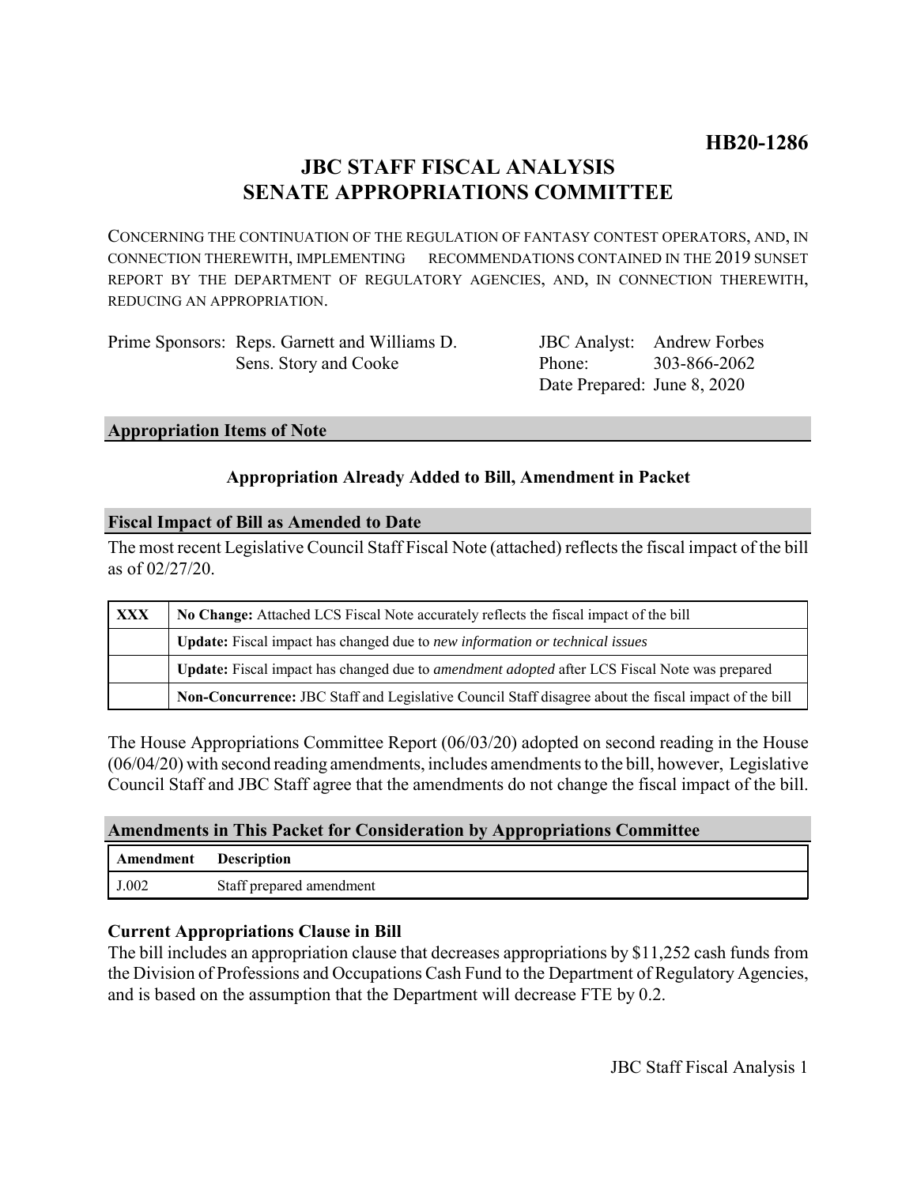**HB20-1286**

# JBC STAFF FISCAL ANALYSIS
# SENATE APPROPRIATIONS COMMITTEE

CONCERNING THE CONTINUATION OF THE REGULATION OF FANTASY CONTEST OPERATORS, AND, IN CONNECTION THEREWITH, IMPLEMENTING RECOMMENDATIONS CONTAINED IN THE 2019 SUNSET REPORT BY THE DEPARTMENT OF REGULATORY AGENCIES, AND, IN CONNECTION THEREWITH, REDUCING AN APPROPRIATION.

Prime Sponsors: Reps. Garnett and Williams D.
Sens. Story and Cooke

JBC Analyst: Andrew Forbes
Phone: 303-866-2062
Date Prepared: June 8, 2020

## Appropriation Items of Note

**Appropriation Already Added to Bill, Amendment in Packet**

## Fiscal Impact of Bill as Amended to Date

The most recent Legislative Council Staff Fiscal Note (attached) reflects the fiscal impact of the bill as of 02/27/20.

| | |
|---|---|
| XXX | **No Change:** Attached LCS Fiscal Note accurately reflects the fiscal impact of the bill |
| | **Update:** Fiscal impact has changed due to *new information or technical issues* |
| | **Update:** Fiscal impact has changed due to *amendment adopted* after LCS Fiscal Note was prepared |
| | **Non-Concurrence:** JBC Staff and Legislative Council Staff disagree about the fiscal impact of the bill |

The House Appropriations Committee Report (06/03/20) adopted on second reading in the House (06/04/20) with second reading amendments, includes amendments to the bill, however, Legislative Council Staff and JBC Staff agree that the amendments do not change the fiscal impact of the bill.

## Amendments in This Packet for Consideration by Appropriations Committee

| Amendment | Description |
|---|---|
| J.002 | Staff prepared amendment |

### Current Appropriations Clause in Bill

The bill includes an appropriation clause that decreases appropriations by $11,252 cash funds from the Division of Professions and Occupations Cash Fund to the Department of Regulatory Agencies, and is based on the assumption that the Department will decrease FTE by 0.2.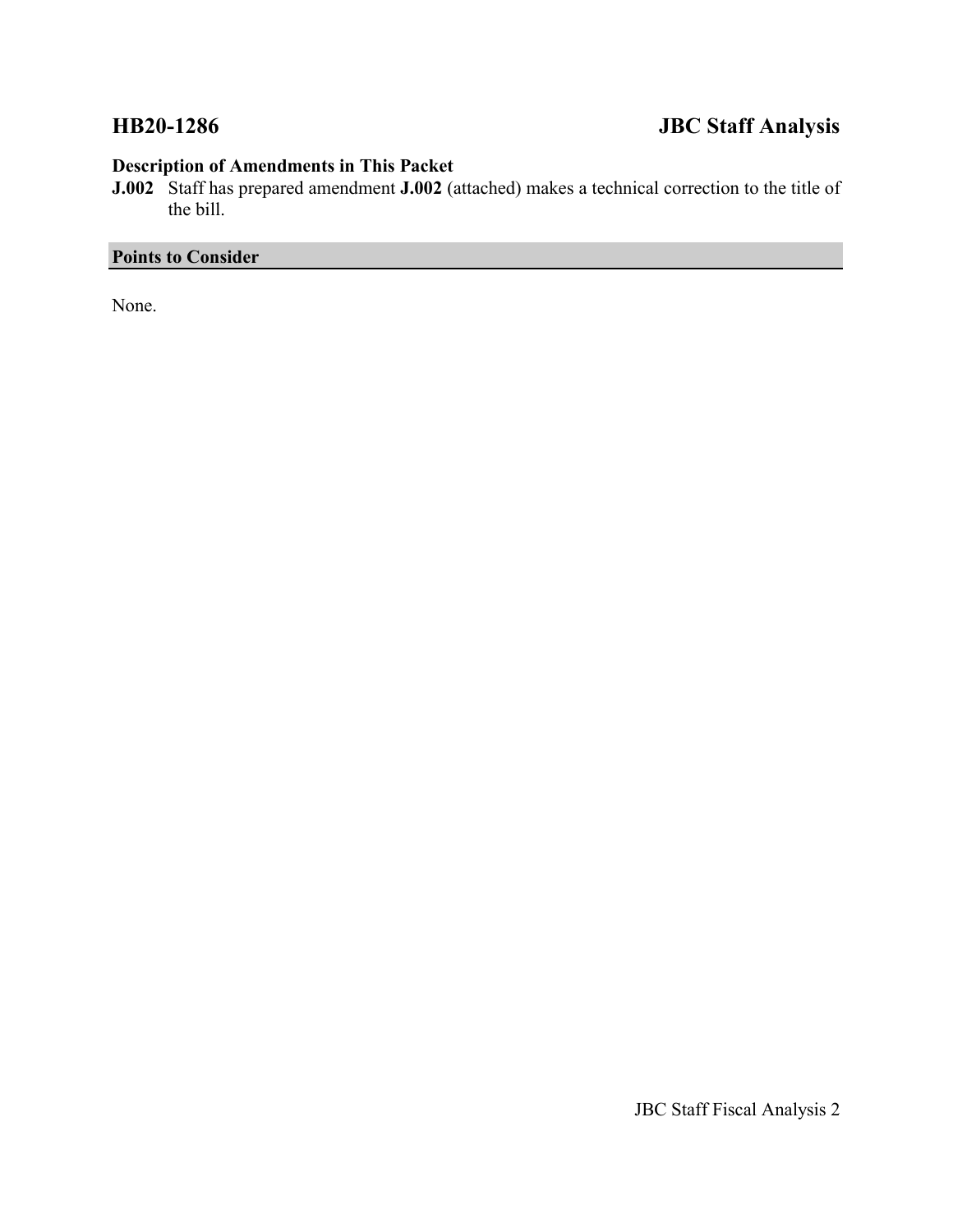# HB20-1286 JBC Staff Analysis

**Description of Amendments in This Packet**

**J.002** Staff has prepared amendment **J.002** (attached) makes a technical correction to the title of the bill.

## Points to Consider

None.